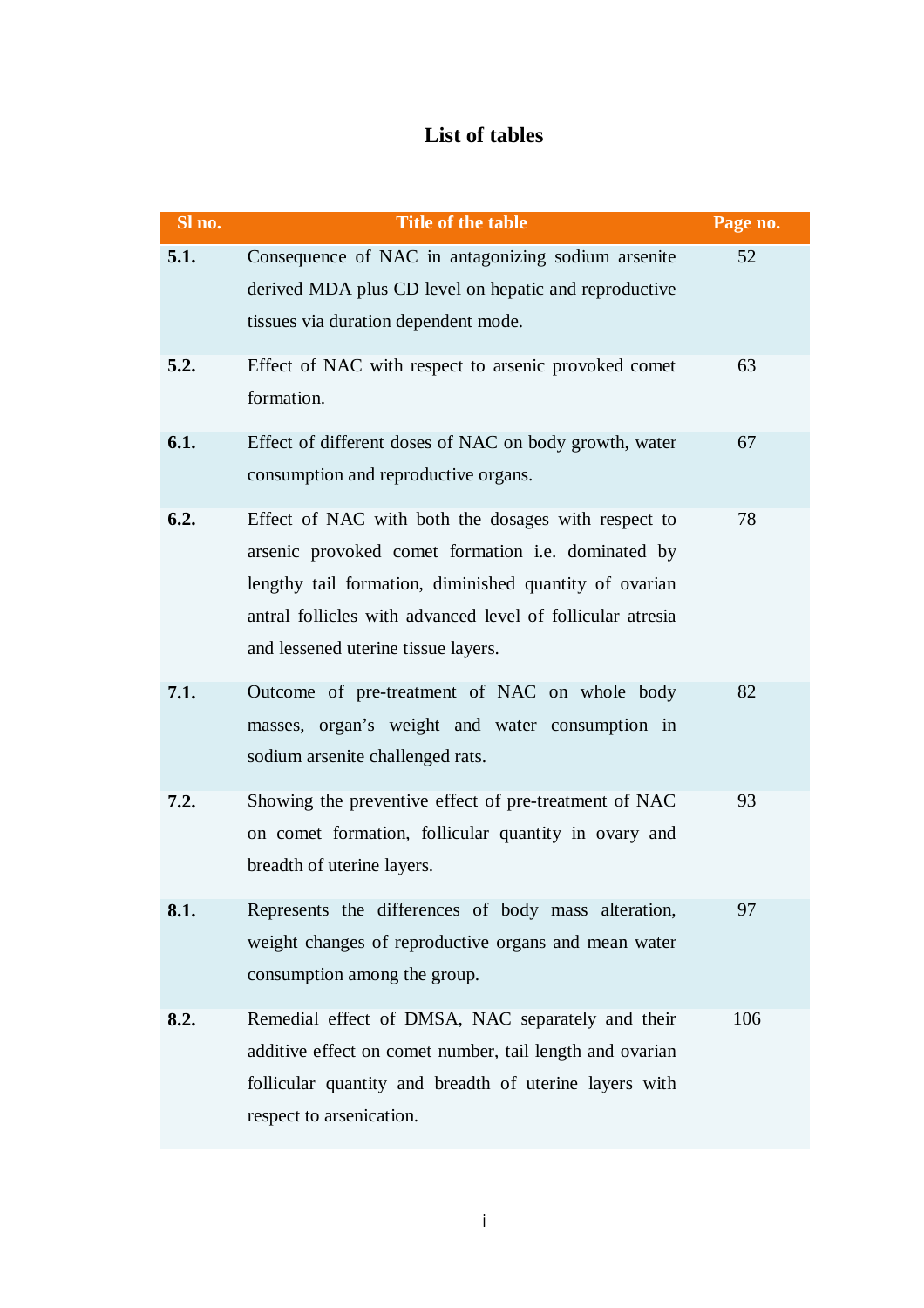# List of tables

| Sl no. | Title of the table | Page no. |
|---|---|---|
| **5.1.** | Consequence of NAC in antagonizing sodium arsenite derived MDA plus CD level on hepatic and reproductive tissues via duration dependent mode. | 52 |
| **5.2.** | Effect of NAC with respect to arsenic provoked comet formation. | 63 |
| **6.1.** | Effect of different doses of NAC on body growth, water consumption and reproductive organs. | 67 |
| **6.2.** | Effect of NAC with both the dosages with respect to arsenic provoked comet formation i.e. dominated by lengthy tail formation, diminished quantity of ovarian antral follicles with advanced level of follicular atresia and lessened uterine tissue layers. | 78 |
| **7.1.** | Outcome of pre-treatment of NAC on whole body masses, organ's weight and water consumption in sodium arsenite challenged rats. | 82 |
| **7.2.** | Showing the preventive effect of pre-treatment of NAC on comet formation, follicular quantity in ovary and breadth of uterine layers. | 93 |
| **8.1.** | Represents the differences of body mass alteration, weight changes of reproductive organs and mean water consumption among the group. | 97 |
| **8.2.** | Remedial effect of DMSA, NAC separately and their additive effect on comet number, tail length and ovarian follicular quantity and breadth of uterine layers with respect to arsenication. | 106 |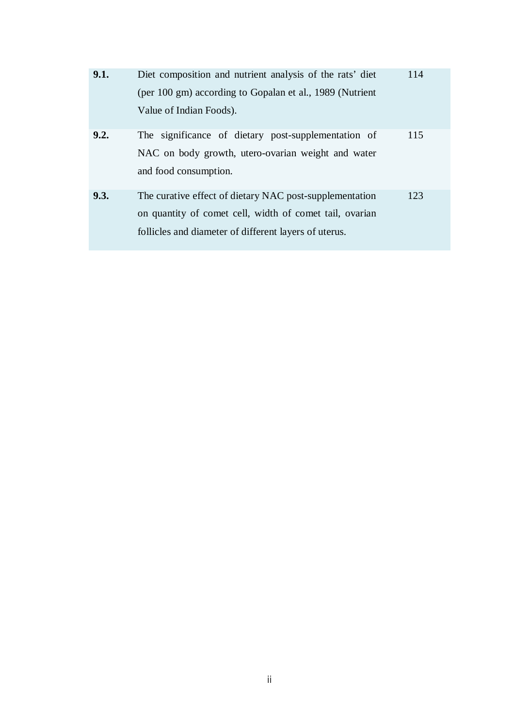| | | |
|---|---|---|
| **9.1.** | Diet composition and nutrient analysis of the rats' diet (per 100 gm) according to Gopalan et al., 1989 (Nutrient Value of Indian Foods). | 114 |
| **9.2.** | The significance of dietary post-supplementation of NAC on body growth, utero-ovarian weight and water and food consumption. | 115 |
| **9.3.** | The curative effect of dietary NAC post-supplementation on quantity of comet cell, width of comet tail, ovarian follicles and diameter of different layers of uterus. | 123 |